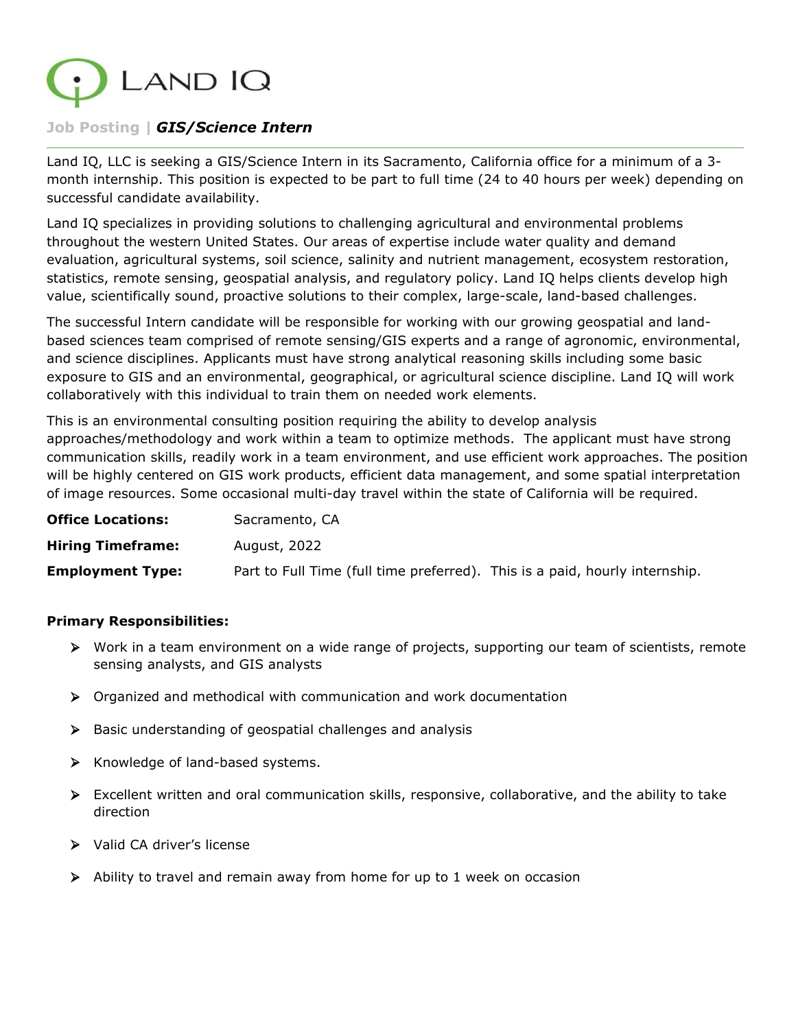# LAND IQ

**Job Posting |** ***GIS/Science Intern***

---

Land IQ, LLC is seeking a GIS/Science Intern in its Sacramento, California office for a minimum of a 3-month internship. This position is expected to be part to full time (24 to 40 hours per week) depending on successful candidate availability.

Land IQ specializes in providing solutions to challenging agricultural and environmental problems throughout the western United States. Our areas of expertise include water quality and demand evaluation, agricultural systems, soil science, salinity and nutrient management, ecosystem restoration, statistics, remote sensing, geospatial analysis, and regulatory policy. Land IQ helps clients develop high value, scientifically sound, proactive solutions to their complex, large-scale, land-based challenges.

The successful Intern candidate will be responsible for working with our growing geospatial and land-based sciences team comprised of remote sensing/GIS experts and a range of agronomic, environmental, and science disciplines. Applicants must have strong analytical reasoning skills including some basic exposure to GIS and an environmental, geographical, or agricultural science discipline. Land IQ will work collaboratively with this individual to train them on needed work elements.

This is an environmental consulting position requiring the ability to develop analysis approaches/methodology and work within a team to optimize methods. The applicant must have strong communication skills, readily work in a team environment, and use efficient work approaches. The position will be highly centered on GIS work products, efficient data management, and some spatial interpretation of image resources. Some occasional multi-day travel within the state of California will be required.

| | |
|---|---|
| **Office Locations:** | Sacramento, CA |
| **Hiring Timeframe:** | August, 2022 |
| **Employment Type:** | Part to Full Time (full time preferred). This is a paid, hourly internship. |

**Primary Responsibilities:**

- Work in a team environment on a wide range of projects, supporting our team of scientists, remote sensing analysts, and GIS analysts
- Organized and methodical with communication and work documentation
- Basic understanding of geospatial challenges and analysis
- Knowledge of land-based systems.
- Excellent written and oral communication skills, responsive, collaborative, and the ability to take direction
- Valid CA driver's license
- Ability to travel and remain away from home for up to 1 week on occasion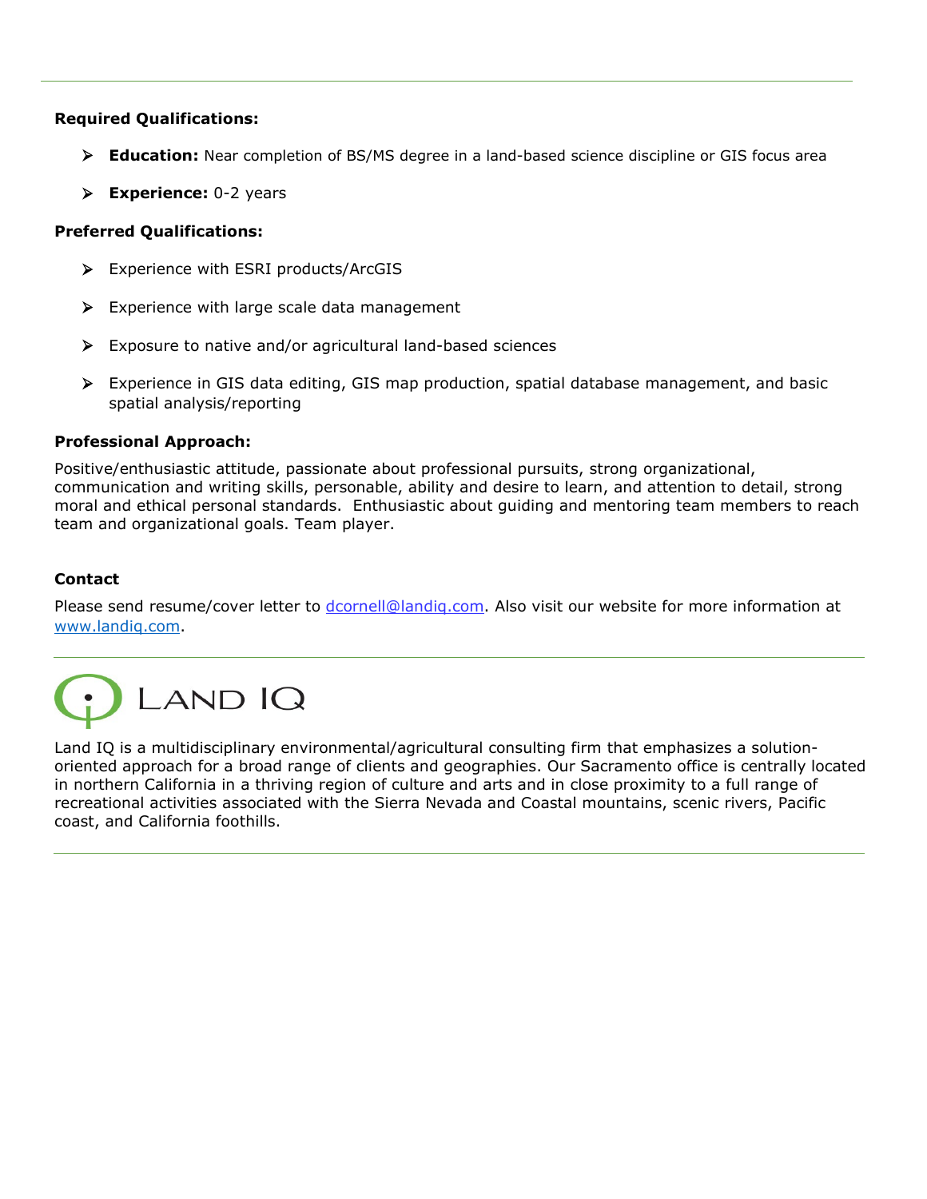**Required Qualifications:**

- **Education:** Near completion of BS/MS degree in a land-based science discipline or GIS focus area
- **Experience:** 0-2 years

**Preferred Qualifications:**

- Experience with ESRI products/ArcGIS
- Experience with large scale data management
- Exposure to native and/or agricultural land-based sciences
- Experience in GIS data editing, GIS map production, spatial database management, and basic spatial analysis/reporting

**Professional Approach:**

Positive/enthusiastic attitude, passionate about professional pursuits, strong organizational, communication and writing skills, personable, ability and desire to learn, and attention to detail, strong moral and ethical personal standards. Enthusiastic about guiding and mentoring team members to reach team and organizational goals. Team player.

**Contact**

Please send resume/cover letter to dcornell@landiq.com. Also visit our website for more information at www.landiq.com.

LAND IQ

Land IQ is a multidisciplinary environmental/agricultural consulting firm that emphasizes a solution-oriented approach for a broad range of clients and geographies. Our Sacramento office is centrally located in northern California in a thriving region of culture and arts and in close proximity to a full range of recreational activities associated with the Sierra Nevada and Coastal mountains, scenic rivers, Pacific coast, and California foothills.